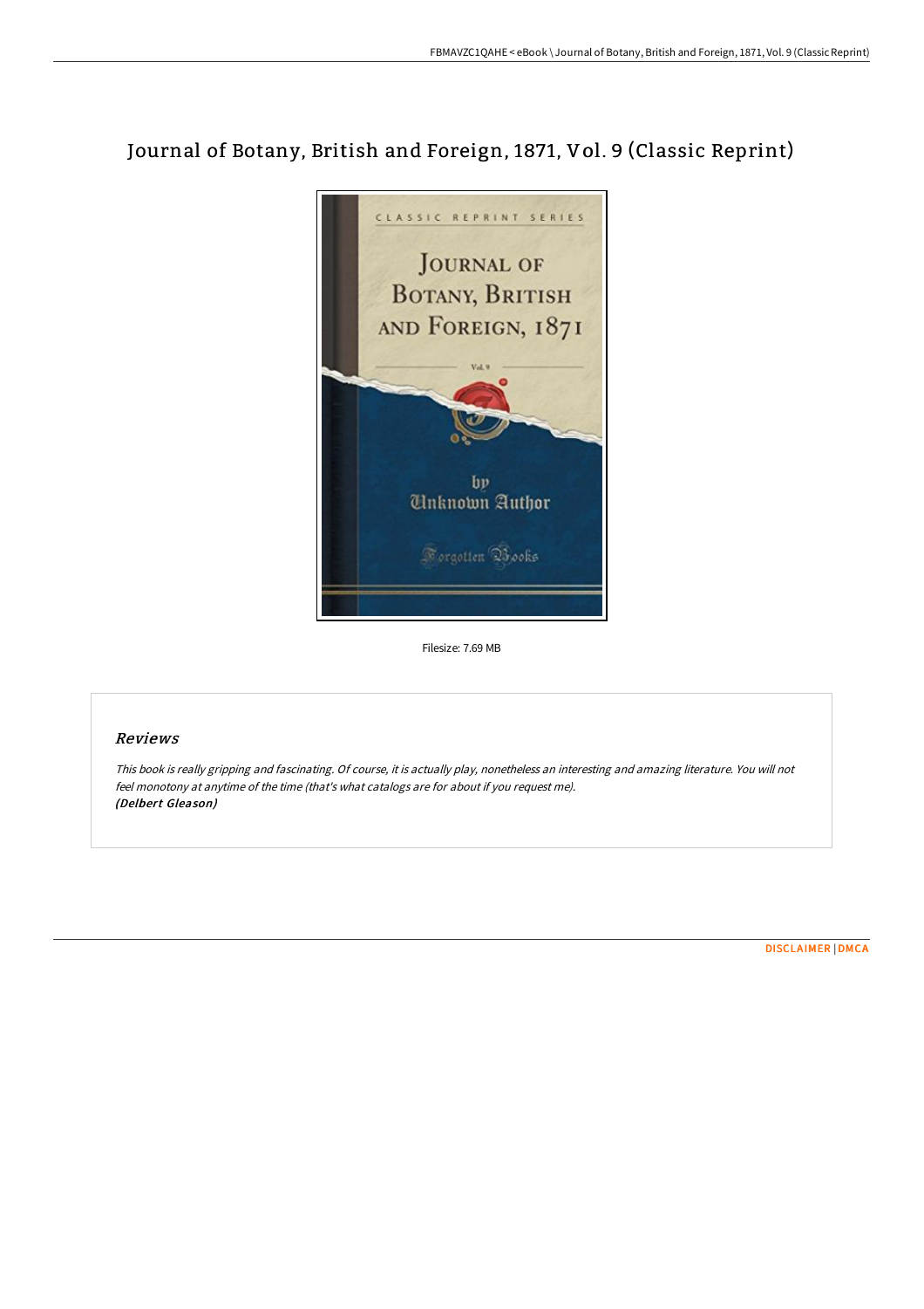# Journal of Botany, British and Foreign, 1871, Vol. 9 (Classic Reprint)

Filesize: 7.69 MB

## Reviews

*This book is really gripping and fascinating. Of course, it is actually play, nonetheless an interesting and amazing literature. You will not feel monotony at anytime of the time (that's what catalogs are for about if you request me).*
***(Delbert Gleason)***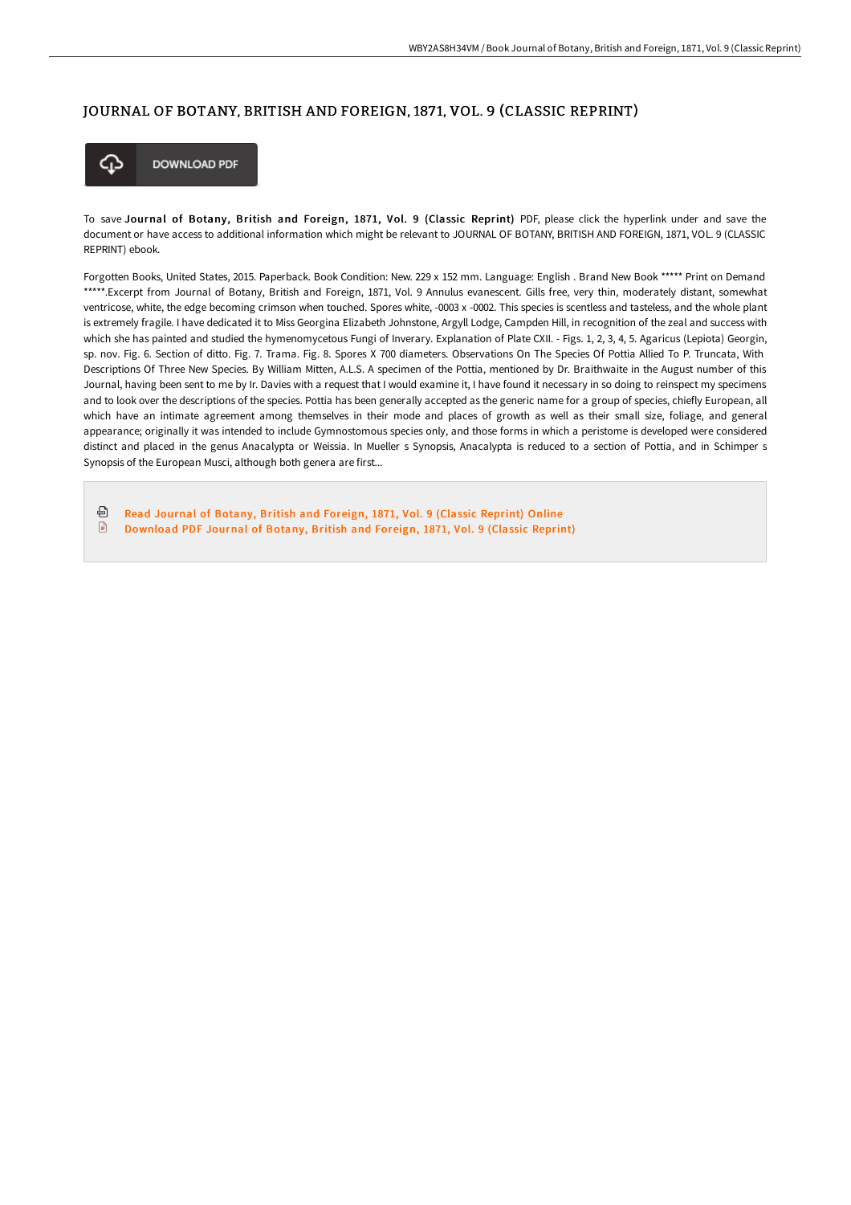# JOURNAL OF BOTANY, BRITISH AND FOREIGN, 1871, VOL. 9 (CLASSIC REPRINT)

DOWNLOAD PDF

To save **Journal of Botany, British and Foreign, 1871, Vol. 9 (Classic Reprint)** PDF, please click the hyperlink under and save the document or have access to additional information which might be relevant to JOURNAL OF BOTANY, BRITISH AND FOREIGN, 1871, VOL. 9 (CLASSIC REPRINT) ebook.

Forgotten Books, United States, 2015. Paperback. Book Condition: New. 229 x 152 mm. Language: English . Brand New Book ***** Print on Demand *****.Excerpt from Journal of Botany, British and Foreign, 1871, Vol. 9 Annulus evanescent. Gills free, very thin, moderately distant, somewhat ventricose, white, the edge becoming crimson when touched. Spores white, -0003 x -0002. This species is scentless and tasteless, and the whole plant is extremely fragile. I have dedicated it to Miss Georgina Elizabeth Johnstone, Argyll Lodge, Campden Hill, in recognition of the zeal and success with which she has painted and studied the hymenomycetous Fungi of Inverary. Explanation of Plate CXII. - Figs. 1, 2, 3, 4, 5. Agaricus (Lepiota) Georgin, sp. nov. Fig. 6. Section of ditto. Fig. 7. Trama. Fig. 8. Spores X 700 diameters. Observations On The Species Of Pottia Allied To P. Truncata, With Descriptions Of Three New Species. By William Mitten, A.L.S. A specimen of the Pottia, mentioned by Dr. Braithwaite in the August number of this Journal, having been sent to me by Ir. Davies with a request that I would examine it, I have found it necessary in so doing to reinspect my specimens and to look over the descriptions of the species. Pottia has been generally accepted as the generic name for a group of species, chiefly European, all which have an intimate agreement among themselves in their mode and places of growth as well as their small size, foliage, and general appearance; originally it was intended to include Gymnostomous species only, and those forms in which a peristome is developed were considered distinct and placed in the genus Anacalypta or Weissia. In Mueller s Synopsis, Anacalypta is reduced to a section of Pottia, and in Schimper s Synopsis of the European Musci, although both genera are first...

- Read Journal of Botany, British and Foreign, 1871, Vol. 9 (Classic Reprint) Online
- Download PDF Journal of Botany, British and Foreign, 1871, Vol. 9 (Classic Reprint)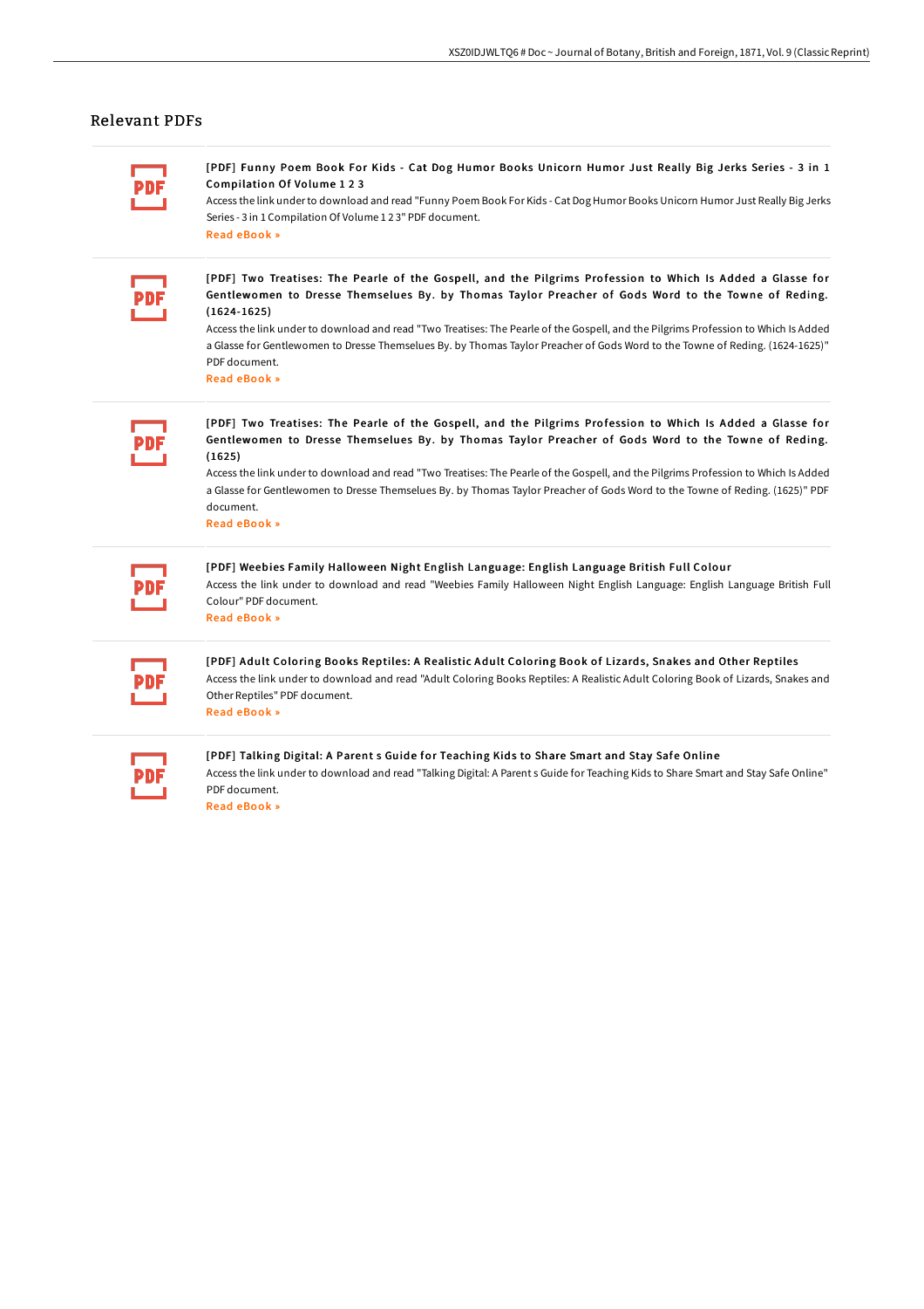## Relevant PDFs

[PDF] Funny Poem Book For Kids - Cat Dog Humor Books Unicorn Humor Just Really Big Jerks Series - 3 in 1 Compilation Of Volume 1 2 3

Access the link under to download and read "Funny Poem Book For Kids - Cat Dog Humor Books Unicorn Humor Just Really Big Jerks Series - 3 in 1 Compilation Of Volume 1 2 3" PDF document.

Read eBook »

[PDF] Two Treatises: The Pearle of the Gospell, and the Pilgrims Profession to Which Is Added a Glasse for Gentlewomen to Dresse Themselues By. by Thomas Taylor Preacher of Gods Word to the Towne of Reding. (1624-1625)

Access the link under to download and read "Two Treatises: The Pearle of the Gospell, and the Pilgrims Profession to Which Is Added a Glasse for Gentlewomen to Dresse Themselues By. by Thomas Taylor Preacher of Gods Word to the Towne of Reding. (1624-1625)" PDF document.

Read eBook »

[PDF] Two Treatises: The Pearle of the Gospell, and the Pilgrims Profession to Which Is Added a Glasse for Gentlewomen to Dresse Themselues By. by Thomas Taylor Preacher of Gods Word to the Towne of Reding. (1625)

Access the link under to download and read "Two Treatises: The Pearle of the Gospell, and the Pilgrims Profession to Which Is Added a Glasse for Gentlewomen to Dresse Themselues By. by Thomas Taylor Preacher of Gods Word to the Towne of Reding. (1625)" PDF document.

Read eBook »

[PDF] Weebies Family Halloween Night English Language: English Language British Full Colour

Access the link under to download and read "Weebies Family Halloween Night English Language: English Language British Full Colour" PDF document.

Read eBook »

[PDF] Adult Coloring Books Reptiles: A Realistic Adult Coloring Book of Lizards, Snakes and Other Reptiles

Access the link under to download and read "Adult Coloring Books Reptiles: A Realistic Adult Coloring Book of Lizards, Snakes and Other Reptiles" PDF document.

Read eBook »

[PDF] Talking Digital: A Parent s Guide for Teaching Kids to Share Smart and Stay Safe Online

Access the link under to download and read "Talking Digital: A Parent s Guide for Teaching Kids to Share Smart and Stay Safe Online" PDF document.

Read eBook »